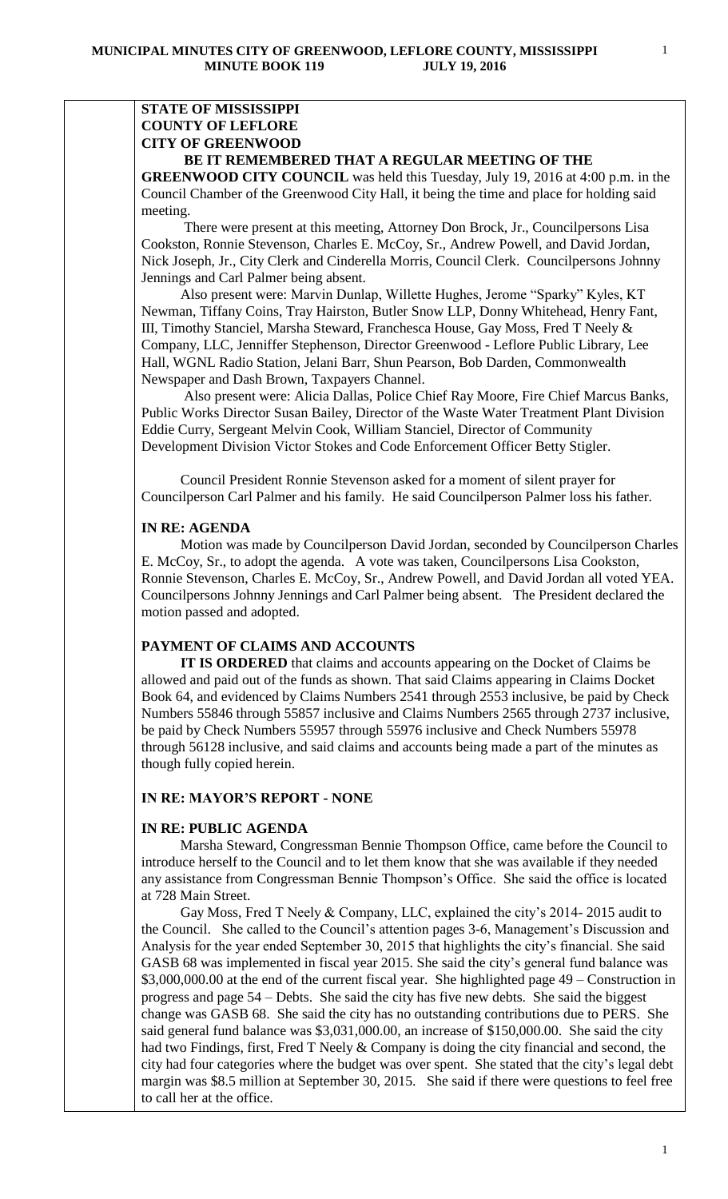**STATE OF MISSISSIPPI**
**COUNTY OF LEFLORE**
**CITY OF GREENWOOD**

**BE IT REMEMBERED THAT A REGULAR MEETING OF THE GREENWOOD CITY COUNCIL** was held this Tuesday, July 19, 2016 at 4:00 p.m. in the Council Chamber of the Greenwood City Hall, it being the time and place for holding said meeting.

There were present at this meeting, Attorney Don Brock, Jr., Councilpersons Lisa Cookston, Ronnie Stevenson, Charles E. McCoy, Sr., Andrew Powell, and David Jordan, Nick Joseph, Jr., City Clerk and Cinderella Morris, Council Clerk. Councilpersons Johnny Jennings and Carl Palmer being absent.

Also present were: Marvin Dunlap, Willette Hughes, Jerome "Sparky" Kyles, KT Newman, Tiffany Coins, Tray Hairston, Butler Snow LLP, Donny Whitehead, Henry Fant, III, Timothy Stanciel, Marsha Steward, Franchesca House, Gay Moss, Fred T Neely & Company, LLC, Jenniffer Stephenson, Director Greenwood - Leflore Public Library, Lee Hall, WGNL Radio Station, Jelani Barr, Shun Pearson, Bob Darden, Commonwealth Newspaper and Dash Brown, Taxpayers Channel.

Also present were: Alicia Dallas, Police Chief Ray Moore, Fire Chief Marcus Banks, Public Works Director Susan Bailey, Director of the Waste Water Treatment Plant Division Eddie Curry, Sergeant Melvin Cook, William Stanciel, Director of Community Development Division Victor Stokes and Code Enforcement Officer Betty Stigler.

Council President Ronnie Stevenson asked for a moment of silent prayer for Councilperson Carl Palmer and his family. He said Councilperson Palmer loss his father.

**IN RE: AGENDA**

Motion was made by Councilperson David Jordan, seconded by Councilperson Charles E. McCoy, Sr., to adopt the agenda. A vote was taken, Councilpersons Lisa Cookston, Ronnie Stevenson, Charles E. McCoy, Sr., Andrew Powell, and David Jordan all voted YEA. Councilpersons Johnny Jennings and Carl Palmer being absent. The President declared the motion passed and adopted.

**PAYMENT OF CLAIMS AND ACCOUNTS**

**IT IS ORDERED** that claims and accounts appearing on the Docket of Claims be allowed and paid out of the funds as shown. That said Claims appearing in Claims Docket Book 64, and evidenced by Claims Numbers 2541 through 2553 inclusive, be paid by Check Numbers 55846 through 55857 inclusive and Claims Numbers 2565 through 2737 inclusive, be paid by Check Numbers 55957 through 55976 inclusive and Check Numbers 55978 through 56128 inclusive, and said claims and accounts being made a part of the minutes as though fully copied herein.

**IN RE: MAYOR'S REPORT - NONE**

**IN RE: PUBLIC AGENDA**

Marsha Steward, Congressman Bennie Thompson Office, came before the Council to introduce herself to the Council and to let them know that she was available if they needed any assistance from Congressman Bennie Thompson's Office. She said the office is located at 728 Main Street.

Gay Moss, Fred T Neely & Company, LLC, explained the city's 2014- 2015 audit to the Council. She called to the Council's attention pages 3-6, Management's Discussion and Analysis for the year ended September 30, 2015 that highlights the city's financial. She said GASB 68 was implemented in fiscal year 2015. She said the city's general fund balance was $3,000,000.00 at the end of the current fiscal year. She highlighted page 49 – Construction in progress and page 54 – Debts. She said the city has five new debts. She said the biggest change was GASB 68. She said the city has no outstanding contributions due to PERS. She said general fund balance was $3,031,000.00, an increase of $150,000.00. She said the city had two Findings, first, Fred T Neely & Company is doing the city financial and second, the city had four categories where the budget was over spent. She stated that the city's legal debt margin was $8.5 million at September 30, 2015. She said if there were questions to feel free to call her at the office.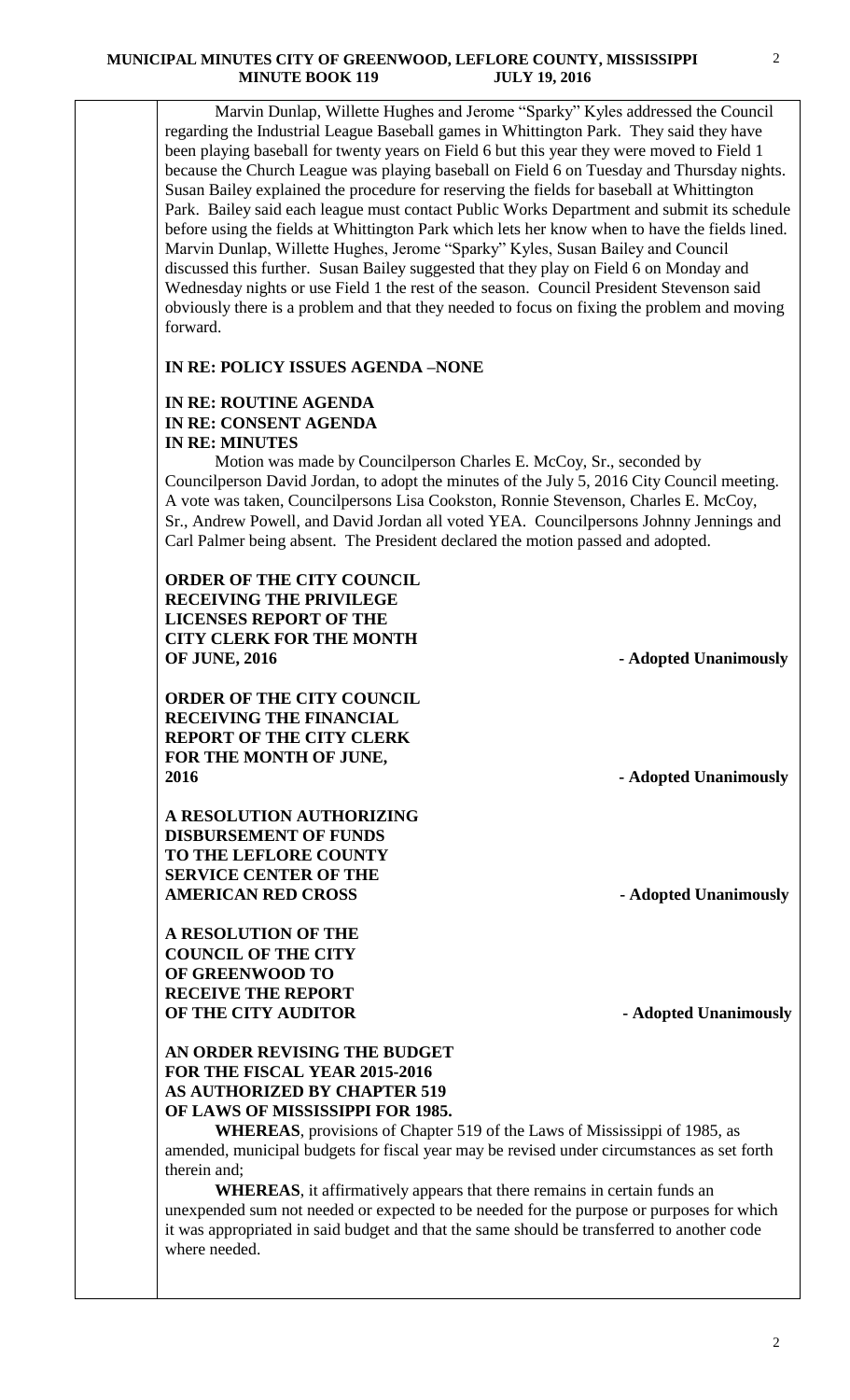Marvin Dunlap, Willette Hughes and Jerome "Sparky" Kyles addressed the Council regarding the Industrial League Baseball games in Whittington Park. They said they have been playing baseball for twenty years on Field 6 but this year they were moved to Field 1 because the Church League was playing baseball on Field 6 on Tuesday and Thursday nights. Susan Bailey explained the procedure for reserving the fields for baseball at Whittington Park. Bailey said each league must contact Public Works Department and submit its schedule before using the fields at Whittington Park which lets her know when to have the fields lined. Marvin Dunlap, Willette Hughes, Jerome "Sparky" Kyles, Susan Bailey and Council discussed this further. Susan Bailey suggested that they play on Field 6 on Monday and Wednesday nights or use Field 1 the rest of the season. Council President Stevenson said obviously there is a problem and that they needed to focus on fixing the problem and moving forward.

**IN RE: POLICY ISSUES AGENDA –NONE**

**IN RE: ROUTINE AGENDA**
**IN RE: CONSENT AGENDA**
**IN RE: MINUTES**

Motion was made by Councilperson Charles E. McCoy, Sr., seconded by Councilperson David Jordan, to adopt the minutes of the July 5, 2016 City Council meeting. A vote was taken, Councilpersons Lisa Cookston, Ronnie Stevenson, Charles E. McCoy, Sr., Andrew Powell, and David Jordan all voted YEA. Councilpersons Johnny Jennings and Carl Palmer being absent. The President declared the motion passed and adopted.

**ORDER OF THE CITY COUNCIL RECEIVING THE PRIVILEGE LICENSES REPORT OF THE CITY CLERK FOR THE MONTH OF JUNE, 2016** - Adopted Unanimously

**ORDER OF THE CITY COUNCIL RECEIVING THE FINANCIAL REPORT OF THE CITY CLERK FOR THE MONTH OF JUNE, 2016** - Adopted Unanimously

**A RESOLUTION AUTHORIZING DISBURSEMENT OF FUNDS TO THE LEFLORE COUNTY SERVICE CENTER OF THE AMERICAN RED CROSS** - Adopted Unanimously

**A RESOLUTION OF THE COUNCIL OF THE CITY OF GREENWOOD TO RECEIVE THE REPORT OF THE CITY AUDITOR** - Adopted Unanimously

**AN ORDER REVISING THE BUDGET FOR THE FISCAL YEAR 2015-2016 AS AUTHORIZED BY CHAPTER 519 OF LAWS OF MISSISSIPPI FOR 1985.**

**WHEREAS**, provisions of Chapter 519 of the Laws of Mississippi of 1985, as amended, municipal budgets for fiscal year may be revised under circumstances as set forth therein and;

**WHEREAS**, it affirmatively appears that there remains in certain funds an unexpended sum not needed or expected to be needed for the purpose or purposes for which it was appropriated in said budget and that the same should be transferred to another code where needed.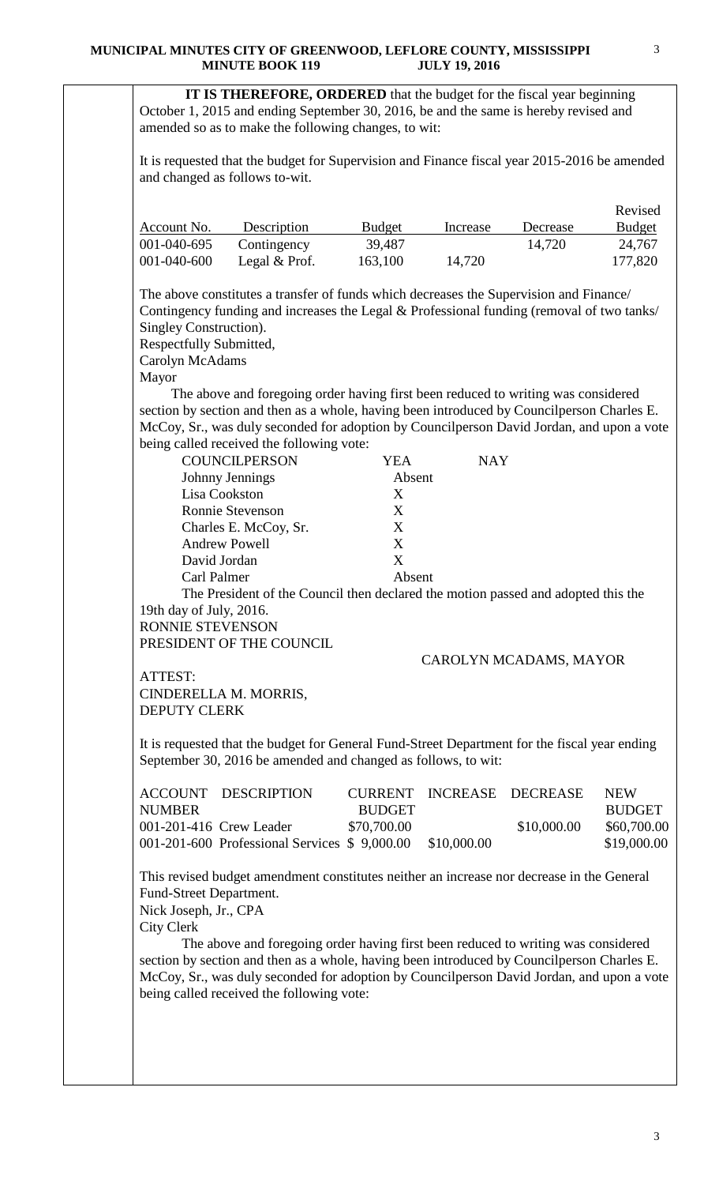**IT IS THEREFORE, ORDERED** that the budget for the fiscal year beginning October 1, 2015 and ending September 30, 2016, be and the same is hereby revised and amended so as to make the following changes, to wit:

It is requested that the budget for Supervision and Finance fiscal year 2015-2016 be amended and changed as follows to-wit.

| Account No. | Description | Budget | Increase | Decrease | Revised Budget |
|---|---|---|---|---|---|
| 001-040-695 | Contingency | 39,487 | | 14,720 | 24,767 |
| 001-040-600 | Legal & Prof. | 163,100 | 14,720 | | 177,820 |

The above constitutes a transfer of funds which decreases the Supervision and Finance/ Contingency funding and increases the Legal & Professional funding (removal of two tanks/ Singley Construction).

Respectfully Submitted,
Carolyn McAdams
Mayor

The above and foregoing order having first been reduced to writing was considered section by section and then as a whole, having been introduced by Councilperson Charles E. McCoy, Sr., was duly seconded for adoption by Councilperson David Jordan, and upon a vote being called received the following vote:

| COUNCILPERSON | YEA | NAY |
|---|---|---|
| Johnny Jennings | Absent | |
| Lisa Cookston | X | |
| Ronnie Stevenson | X | |
| Charles E. McCoy, Sr. | X | |
| Andrew Powell | X | |
| David Jordan | X | |
| Carl Palmer | Absent | |

The President of the Council then declared the motion passed and adopted this the 19th day of July, 2016.

RONNIE STEVENSON
PRESIDENT OF THE COUNCIL

CAROLYN MCADAMS, MAYOR

ATTEST:
CINDERELLA M. MORRIS,
DEPUTY CLERK

It is requested that the budget for General Fund-Street Department for the fiscal year ending September 30, 2016 be amended and changed as follows, to wit:

| ACCOUNT NUMBER | DESCRIPTION | CURRENT BUDGET | INCREASE | DECREASE | NEW BUDGET |
|---|---|---|---|---|---|
| 001-201-416 | Crew Leader | $70,700.00 | | $10,000.00 | $60,700.00 |
| 001-201-600 | Professional Services | $ 9,000.00 | $10,000.00 | | $19,000.00 |

This revised budget amendment constitutes neither an increase nor decrease in the General Fund-Street Department.

Nick Joseph, Jr., CPA
City Clerk

The above and foregoing order having first been reduced to writing was considered section by section and then as a whole, having been introduced by Councilperson Charles E. McCoy, Sr., was duly seconded for adoption by Councilperson David Jordan, and upon a vote being called received the following vote: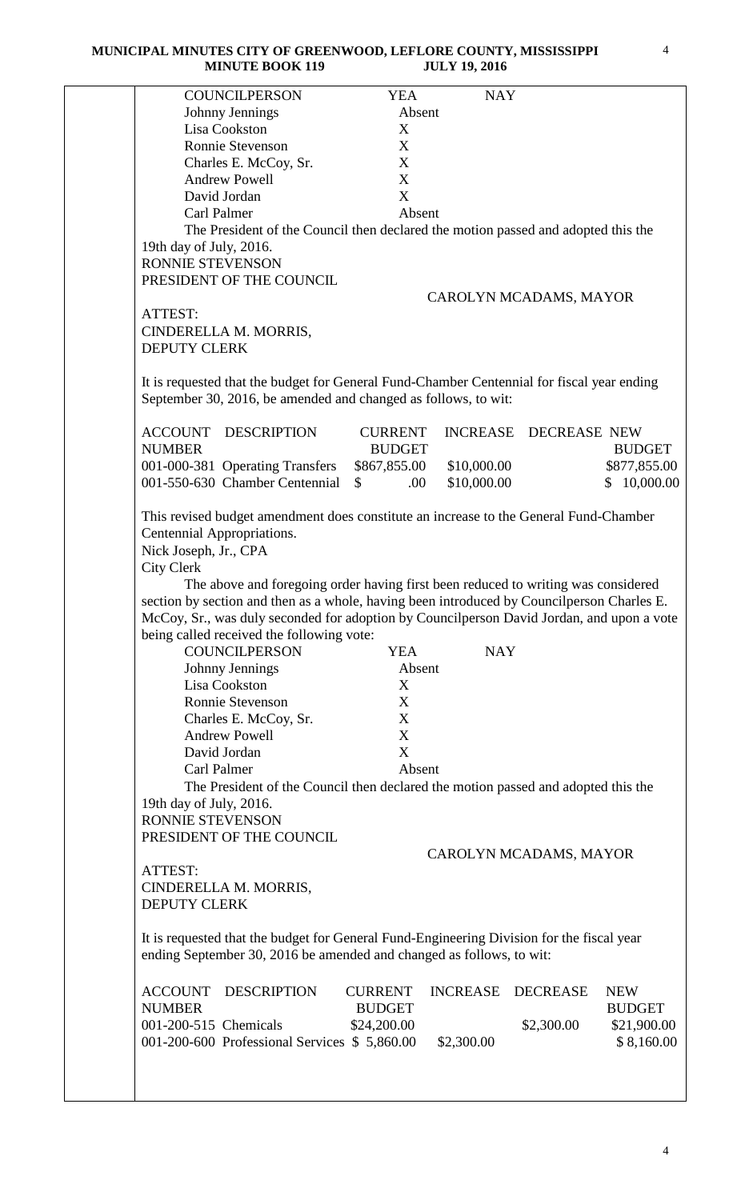| COUNCILPERSON | YEA | NAY |
|---|---|---|
| Johnny Jennings | Absent | |
| Lisa Cookston | X | |
| Ronnie Stevenson | X | |
| Charles E. McCoy, Sr. | X | |
| Andrew Powell | X | |
| David Jordan | X | |
| Carl Palmer | Absent | |

The President of the Council then declared the motion passed and adopted this the 19th day of July, 2016.

RONNIE STEVENSON
PRESIDENT OF THE COUNCIL

CAROLYN MCADAMS, MAYOR

ATTEST:
CINDERELLA M. MORRIS,
DEPUTY CLERK

It is requested that the budget for General Fund-Chamber Centennial for fiscal year ending September 30, 2016, be amended and changed as follows, to wit:

| ACCOUNT NUMBER | DESCRIPTION | CURRENT BUDGET | INCREASE | DECREASE | NEW BUDGET |
|---|---|---|---|---|---|
| 001-000-381 | Operating Transfers | $867,855.00 | $10,000.00 | | $877,855.00 |
| 001-550-630 | Chamber Centennial | $ .00 | $10,000.00 | | $ 10,000.00 |

This revised budget amendment does constitute an increase to the General Fund-Chamber Centennial Appropriations.

Nick Joseph, Jr., CPA
City Clerk

The above and foregoing order having first been reduced to writing was considered section by section and then as a whole, having been introduced by Councilperson Charles E. McCoy, Sr., was duly seconded for adoption by Councilperson David Jordan, and upon a vote being called received the following vote:

| COUNCILPERSON | YEA | NAY |
|---|---|---|
| Johnny Jennings | Absent | |
| Lisa Cookston | X | |
| Ronnie Stevenson | X | |
| Charles E. McCoy, Sr. | X | |
| Andrew Powell | X | |
| David Jordan | X | |
| Carl Palmer | Absent | |

The President of the Council then declared the motion passed and adopted this the 19th day of July, 2016.

RONNIE STEVENSON
PRESIDENT OF THE COUNCIL

CAROLYN MCADAMS, MAYOR

ATTEST:
CINDERELLA M. MORRIS,
DEPUTY CLERK

It is requested that the budget for General Fund-Engineering Division for the fiscal year ending September 30, 2016 be amended and changed as follows, to wit:

| ACCOUNT NUMBER | DESCRIPTION | CURRENT BUDGET | INCREASE | DECREASE | NEW BUDGET |
|---|---|---|---|---|---|
| 001-200-515 | Chemicals | $24,200.00 | | $2,300.00 | $21,900.00 |
| 001-200-600 | Professional Services | $ 5,860.00 | $2,300.00 | | $ 8,160.00 |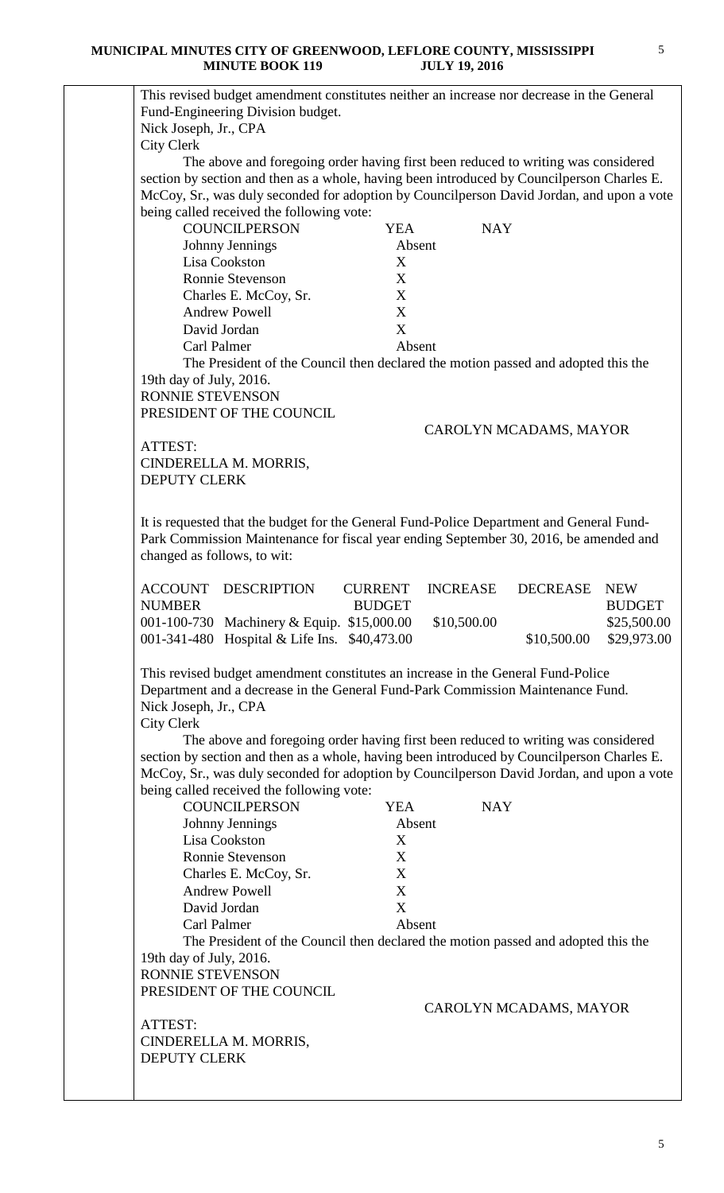This revised budget amendment constitutes neither an increase nor decrease in the General Fund-Engineering Division budget.
Nick Joseph, Jr., CPA
City Clerk

The above and foregoing order having first been reduced to writing was considered section by section and then as a whole, having been introduced by Councilperson Charles E. McCoy, Sr., was duly seconded for adoption by Councilperson David Jordan, and upon a vote being called received the following vote:

| COUNCILPERSON | YEA | NAY |
|---|---|---|
| Johnny Jennings | Absent | |
| Lisa Cookston | X | |
| Ronnie Stevenson | X | |
| Charles E. McCoy, Sr. | X | |
| Andrew Powell | X | |
| David Jordan | X | |
| Carl Palmer | Absent | |

The President of the Council then declared the motion passed and adopted this the 19th day of July, 2016.

RONNIE STEVENSON
PRESIDENT OF THE COUNCIL

CAROLYN MCADAMS, MAYOR

ATTEST:
CINDERELLA M. MORRIS,
DEPUTY CLERK

It is requested that the budget for the General Fund-Police Department and General Fund-Park Commission Maintenance for fiscal year ending September 30, 2016, be amended and changed as follows, to wit:

| ACCOUNT NUMBER | DESCRIPTION | CURRENT BUDGET | INCREASE | DECREASE | NEW BUDGET |
|---|---|---|---|---|---|
| 001-100-730 | Machinery & Equip. | $15,000.00 | $10,500.00 | | $25,500.00 |
| 001-341-480 | Hospital & Life Ins. | $40,473.00 | | $10,500.00 | $29,973.00 |

This revised budget amendment constitutes an increase in the General Fund-Police Department and a decrease in the General Fund-Park Commission Maintenance Fund.
Nick Joseph, Jr., CPA
City Clerk

The above and foregoing order having first been reduced to writing was considered section by section and then as a whole, having been introduced by Councilperson Charles E. McCoy, Sr., was duly seconded for adoption by Councilperson David Jordan, and upon a vote being called received the following vote:

| COUNCILPERSON | YEA | NAY |
|---|---|---|
| Johnny Jennings | Absent | |
| Lisa Cookston | X | |
| Ronnie Stevenson | X | |
| Charles E. McCoy, Sr. | X | |
| Andrew Powell | X | |
| David Jordan | X | |
| Carl Palmer | Absent | |

The President of the Council then declared the motion passed and adopted this the 19th day of July, 2016.

RONNIE STEVENSON
PRESIDENT OF THE COUNCIL

CAROLYN MCADAMS, MAYOR

ATTEST:
CINDERELLA M. MORRIS,
DEPUTY CLERK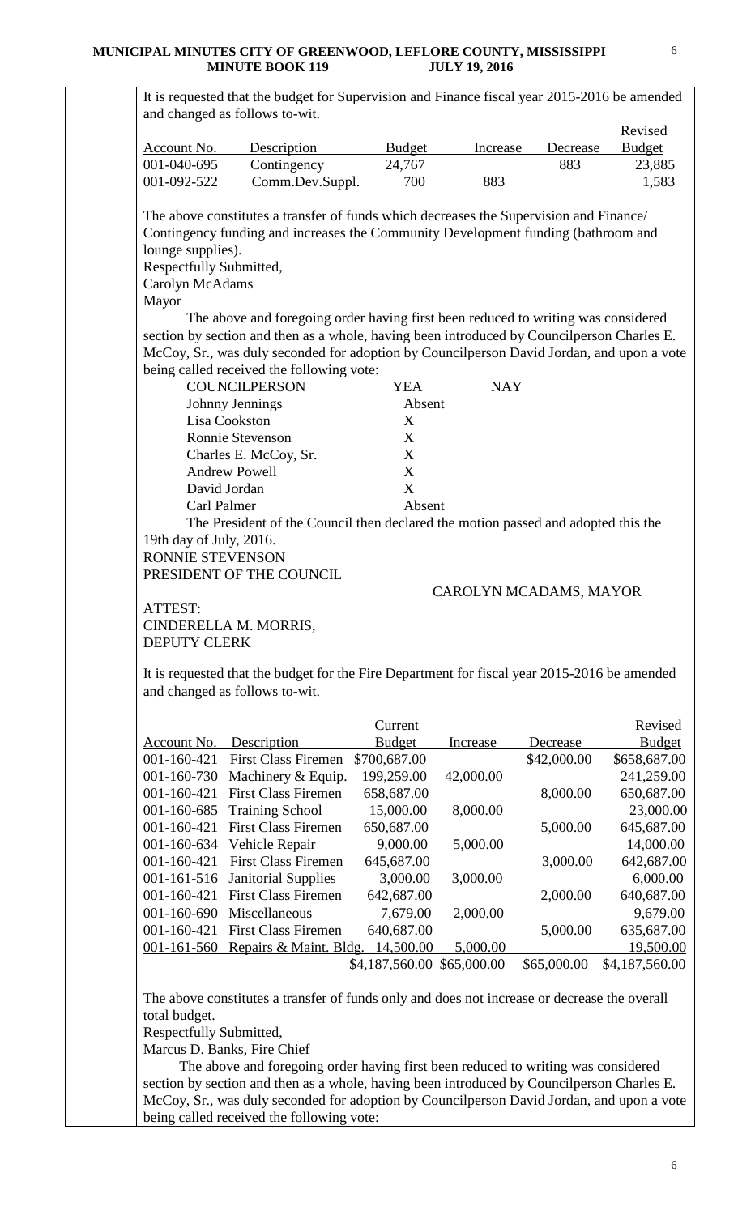It is requested that the budget for Supervision and Finance fiscal year 2015-2016 be amended and changed as follows to-wit.

| Account No. | Description | Budget | Increase | Decrease | Revised Budget |
|---|---|---|---|---|---|
| 001-040-695 | Contingency | 24,767 | | 883 | 23,885 |
| 001-092-522 | Comm.Dev.Suppl. | 700 | 883 | | 1,583 |

The above constitutes a transfer of funds which decreases the Supervision and Finance/ Contingency funding and increases the Community Development funding (bathroom and lounge supplies).

Respectfully Submitted,
Carolyn McAdams
Mayor

The above and foregoing order having first been reduced to writing was considered section by section and then as a whole, having been introduced by Councilperson Charles E. McCoy, Sr., was duly seconded for adoption by Councilperson David Jordan, and upon a vote being called received the following vote:

| COUNCILPERSON | YEA | NAY |
|---|---|---|
| Johnny Jennings | Absent | |
| Lisa Cookston | X | |
| Ronnie Stevenson | X | |
| Charles E. McCoy, Sr. | X | |
| Andrew Powell | X | |
| David Jordan | X | |
| Carl Palmer | Absent | |

The President of the Council then declared the motion passed and adopted this the 19th day of July, 2016.

RONNIE STEVENSON
PRESIDENT OF THE COUNCIL

CAROLYN MCADAMS, MAYOR

ATTEST:
CINDERELLA M. MORRIS,
DEPUTY CLERK

It is requested that the budget for the Fire Department for fiscal year 2015-2016 be amended and changed as follows to-wit.

| Account No. | Description | Current Budget | Increase | Decrease | Revised Budget |
|---|---|---|---|---|---|
| 001-160-421 | First Class Firemen | $700,687.00 | | $42,000.00 | $658,687.00 |
| 001-160-730 | Machinery & Equip. | 199,259.00 | 42,000.00 | | 241,259.00 |
| 001-160-421 | First Class Firemen | 658,687.00 | | 8,000.00 | 650,687.00 |
| 001-160-685 | Training School | 15,000.00 | 8,000.00 | | 23,000.00 |
| 001-160-421 | First Class Firemen | 650,687.00 | | 5,000.00 | 645,687.00 |
| 001-160-634 | Vehicle Repair | 9,000.00 | 5,000.00 | | 14,000.00 |
| 001-160-421 | First Class Firemen | 645,687.00 | | 3,000.00 | 642,687.00 |
| 001-161-516 | Janitorial Supplies | 3,000.00 | 3,000.00 | | 6,000.00 |
| 001-160-421 | First Class Firemen | 642,687.00 | | 2,000.00 | 640,687.00 |
| 001-160-690 | Miscellaneous | 7,679.00 | 2,000.00 | | 9,679.00 |
| 001-160-421 | First Class Firemen | 640,687.00 | | 5,000.00 | 635,687.00 |
| 001-161-560 | Repairs & Maint. Bldg. | 14,500.00 | 5,000.00 | | 19,500.00 |
| | | $4,187,560.00 | $65,000.00 | $65,000.00 | $4,187,560.00 |

The above constitutes a transfer of funds only and does not increase or decrease the overall total budget.

Respectfully Submitted,
Marcus D. Banks, Fire Chief

The above and foregoing order having first been reduced to writing was considered section by section and then as a whole, having been introduced by Councilperson Charles E. McCoy, Sr., was duly seconded for adoption by Councilperson David Jordan, and upon a vote being called received the following vote: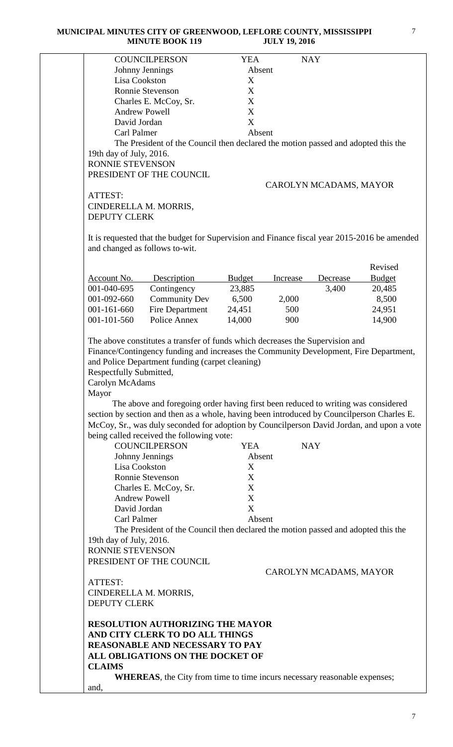| COUNCILPERSON | YEA | NAY |
|---|---|---|
| Johnny Jennings | Absent | |
| Lisa Cookston | X | |
| Ronnie Stevenson | X | |
| Charles E. McCoy, Sr. | X | |
| Andrew Powell | X | |
| David Jordan | X | |
| Carl Palmer | Absent | |

The President of the Council then declared the motion passed and adopted this the 19th day of July, 2016.

RONNIE STEVENSON
PRESIDENT OF THE COUNCIL

CAROLYN MCADAMS, MAYOR

ATTEST:
CINDERELLA M. MORRIS,
DEPUTY CLERK

It is requested that the budget for Supervision and Finance fiscal year 2015-2016 be amended and changed as follows to-wit.

| Account No. | Description | Budget | Increase | Decrease | Revised Budget |
|---|---|---|---|---|---|
| 001-040-695 | Contingency | 23,885 | | 3,400 | 20,485 |
| 001-092-660 | Community Dev | 6,500 | 2,000 | | 8,500 |
| 001-161-660 | Fire Department | 24,451 | 500 | | 24,951 |
| 001-101-560 | Police Annex | 14,000 | 900 | | 14,900 |

The above constitutes a transfer of funds which decreases the Supervision and Finance/Contingency funding and increases the Community Development, Fire Department, and Police Department funding (carpet cleaning)

Respectfully Submitted,
Carolyn McAdams
Mayor

The above and foregoing order having first been reduced to writing was considered section by section and then as a whole, having been introduced by Councilperson Charles E. McCoy, Sr., was duly seconded for adoption by Councilperson David Jordan, and upon a vote being called received the following vote:

| COUNCILPERSON | YEA | NAY |
|---|---|---|
| Johnny Jennings | Absent | |
| Lisa Cookston | X | |
| Ronnie Stevenson | X | |
| Charles E. McCoy, Sr. | X | |
| Andrew Powell | X | |
| David Jordan | X | |
| Carl Palmer | Absent | |

The President of the Council then declared the motion passed and adopted this the 19th day of July, 2016.

RONNIE STEVENSON
PRESIDENT OF THE COUNCIL

CAROLYN MCADAMS, MAYOR

ATTEST:
CINDERELLA M. MORRIS,
DEPUTY CLERK

**RESOLUTION AUTHORIZING THE MAYOR AND CITY CLERK TO DO ALL THINGS REASONABLE AND NECESSARY TO PAY ALL OBLIGATIONS ON THE DOCKET OF CLAIMS**

**WHEREAS**, the City from time to time incurs necessary reasonable expenses; and,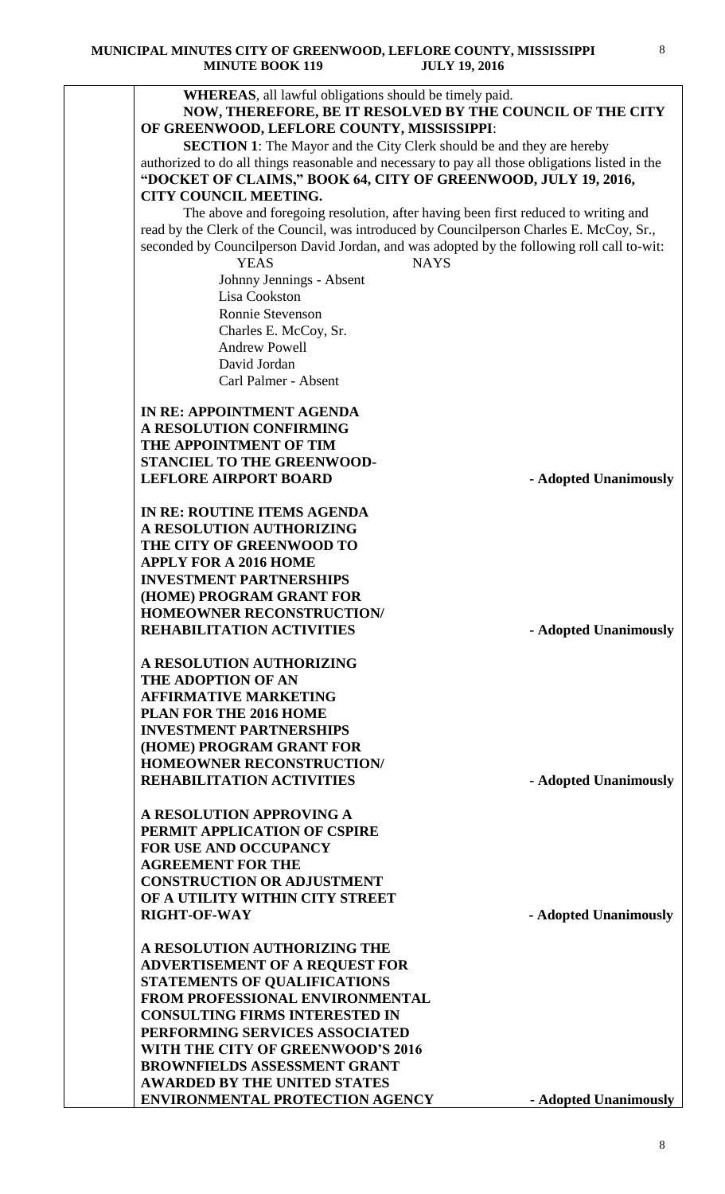**WHEREAS**, all lawful obligations should be timely paid.

**NOW, THEREFORE, BE IT RESOLVED BY THE COUNCIL OF THE CITY OF GREENWOOD, LEFLORE COUNTY, MISSISSIPPI**:

**SECTION 1**: The Mayor and the City Clerk should be and they are hereby authorized to do all things reasonable and necessary to pay all those obligations listed in the **"DOCKET OF CLAIMS," BOOK 64, CITY OF GREENWOOD, JULY 19, 2016, CITY COUNCIL MEETING.**

The above and foregoing resolution, after having been first reduced to writing and read by the Clerk of the Council, was introduced by Councilperson Charles E. McCoy, Sr., seconded by Councilperson David Jordan, and was adopted by the following roll call to-wit:

| YEAS | NAYS |
|---|---|
| Johnny Jennings - Absent | |
| Lisa Cookston | |
| Ronnie Stevenson | |
| Charles E. McCoy, Sr. | |
| Andrew Powell | |
| David Jordan | |
| Carl Palmer - Absent | |

**IN RE: APPOINTMENT AGENDA**
**A RESOLUTION CONFIRMING THE APPOINTMENT OF TIM STANCIEL TO THE GREENWOOD-LEFLORE AIRPORT BOARD** **- Adopted Unanimously**

**IN RE: ROUTINE ITEMS AGENDA**
**A RESOLUTION AUTHORIZING THE CITY OF GREENWOOD TO APPLY FOR A 2016 HOME INVESTMENT PARTNERSHIPS (HOME) PROGRAM GRANT FOR HOMEOWNER RECONSTRUCTION/ REHABILITATION ACTIVITIES** **- Adopted Unanimously**

**A RESOLUTION AUTHORIZING THE ADOPTION OF AN AFFIRMATIVE MARKETING PLAN FOR THE 2016 HOME INVESTMENT PARTNERSHIPS (HOME) PROGRAM GRANT FOR HOMEOWNER RECONSTRUCTION/ REHABILITATION ACTIVITIES** **- Adopted Unanimously**

**A RESOLUTION APPROVING A PERMIT APPLICATION OF CSPIRE FOR USE AND OCCUPANCY AGREEMENT FOR THE CONSTRUCTION OR ADJUSTMENT OF A UTILITY WITHIN CITY STREET RIGHT-OF-WAY** **- Adopted Unanimously**

**A RESOLUTION AUTHORIZING THE ADVERTISEMENT OF A REQUEST FOR STATEMENTS OF QUALIFICATIONS FROM PROFESSIONAL ENVIRONMENTAL CONSULTING FIRMS INTERESTED IN PERFORMING SERVICES ASSOCIATED WITH THE CITY OF GREENWOOD'S 2016 BROWNFIELDS ASSESSMENT GRANT AWARDED BY THE UNITED STATES ENVIRONMENTAL PROTECTION AGENCY** **- Adopted Unanimously**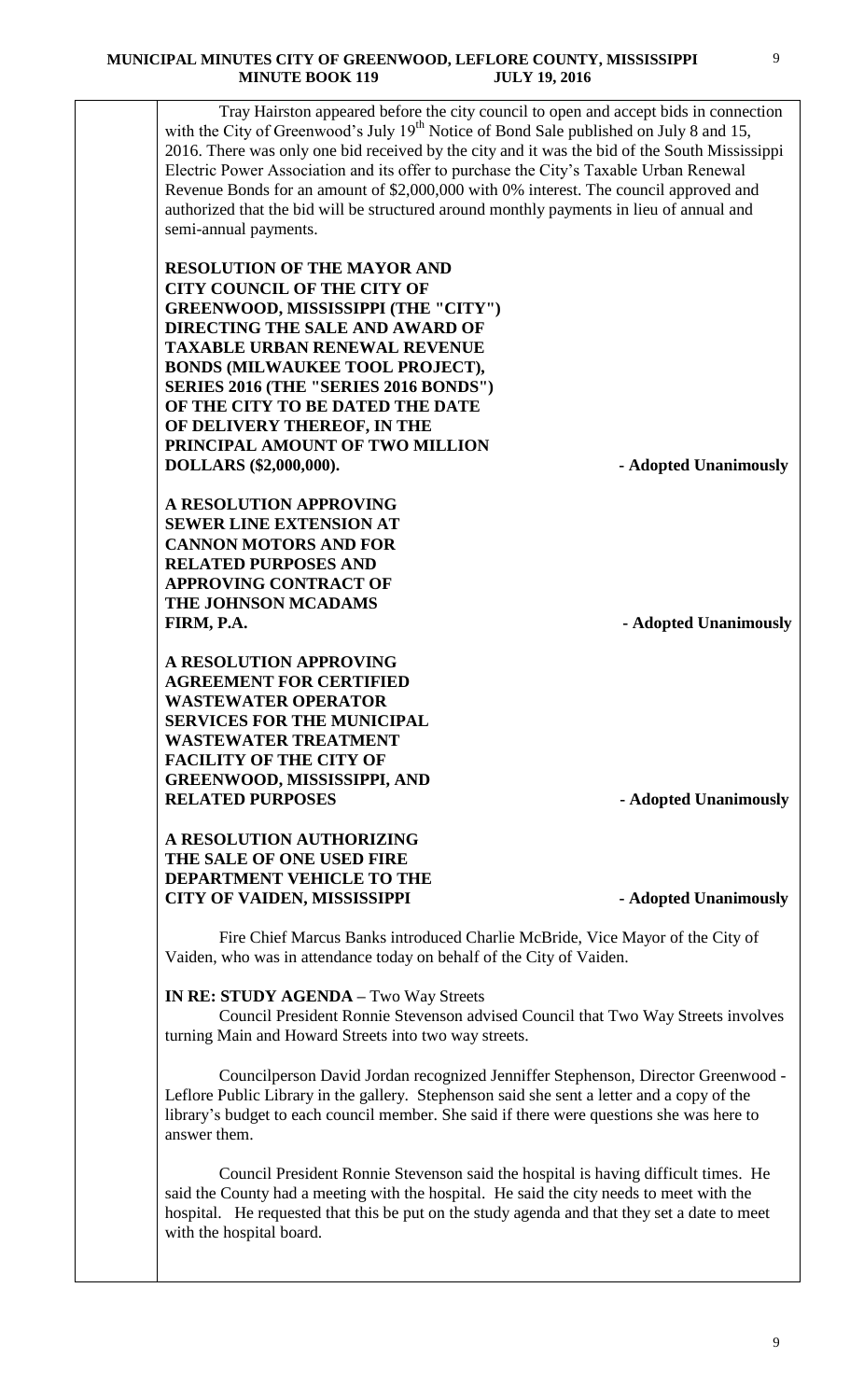Tray Hairston appeared before the city council to open and accept bids in connection with the City of Greenwood's July 19th Notice of Bond Sale published on July 8 and 15, 2016. There was only one bid received by the city and it was the bid of the South Mississippi Electric Power Association and its offer to purchase the City's Taxable Urban Renewal Revenue Bonds for an amount of $2,000,000 with 0% interest. The council approved and authorized that the bid will be structured around monthly payments in lieu of annual and semi-annual payments.

**RESOLUTION OF THE MAYOR AND CITY COUNCIL OF THE CITY OF GREENWOOD, MISSISSIPPI (THE "CITY") DIRECTING THE SALE AND AWARD OF TAXABLE URBAN RENEWAL REVENUE BONDS (MILWAUKEE TOOL PROJECT), SERIES 2016 (THE "SERIES 2016 BONDS") OF THE CITY TO BE DATED THE DATE OF DELIVERY THEREOF, IN THE PRINCIPAL AMOUNT OF TWO MILLION DOLLARS ($2,000,000).** **- Adopted Unanimously**

**A RESOLUTION APPROVING SEWER LINE EXTENSION AT CANNON MOTORS AND FOR RELATED PURPOSES AND APPROVING CONTRACT OF THE JOHNSON MCADAMS FIRM, P.A.** **- Adopted Unanimously**

**A RESOLUTION APPROVING AGREEMENT FOR CERTIFIED WASTEWATER OPERATOR SERVICES FOR THE MUNICIPAL WASTEWATER TREATMENT FACILITY OF THE CITY OF GREENWOOD, MISSISSIPPI, AND RELATED PURPOSES** **- Adopted Unanimously**

**A RESOLUTION AUTHORIZING THE SALE OF ONE USED FIRE DEPARTMENT VEHICLE TO THE CITY OF VAIDEN, MISSISSIPPI** **- Adopted Unanimously**

Fire Chief Marcus Banks introduced Charlie McBride, Vice Mayor of the City of Vaiden, who was in attendance today on behalf of the City of Vaiden.

**IN RE: STUDY AGENDA –** Two Way Streets

Council President Ronnie Stevenson advised Council that Two Way Streets involves turning Main and Howard Streets into two way streets.

Councilperson David Jordan recognized Jenniffer Stephenson, Director Greenwood - Leflore Public Library in the gallery. Stephenson said she sent a letter and a copy of the library's budget to each council member. She said if there were questions she was here to answer them.

Council President Ronnie Stevenson said the hospital is having difficult times. He said the County had a meeting with the hospital. He said the city needs to meet with the hospital. He requested that this be put on the study agenda and that they set a date to meet with the hospital board.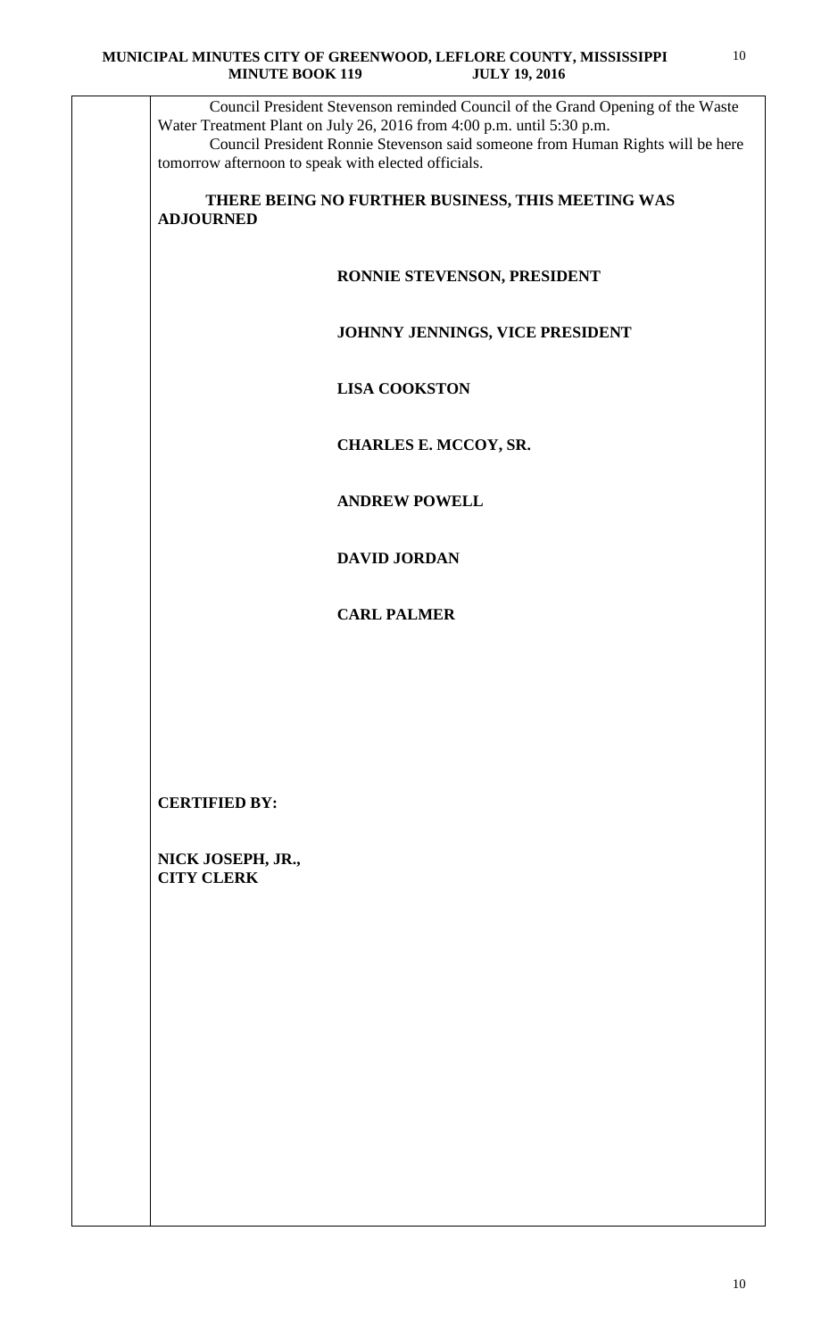Council President Stevenson reminded Council of the Grand Opening of the Waste Water Treatment Plant on July 26, 2016 from 4:00 p.m. until 5:30 p.m.

Council President Ronnie Stevenson said someone from Human Rights will be here tomorrow afternoon to speak with elected officials.

**THERE BEING NO FURTHER BUSINESS, THIS MEETING WAS ADJOURNED**

**RONNIE STEVENSON, PRESIDENT**

**JOHNNY JENNINGS, VICE PRESIDENT**

**LISA COOKSTON**

**CHARLES E. MCCOY, SR.**

**ANDREW POWELL**

**DAVID JORDAN**

**CARL PALMER**

**CERTIFIED BY:**

**NICK JOSEPH, JR.,**
**CITY CLERK**